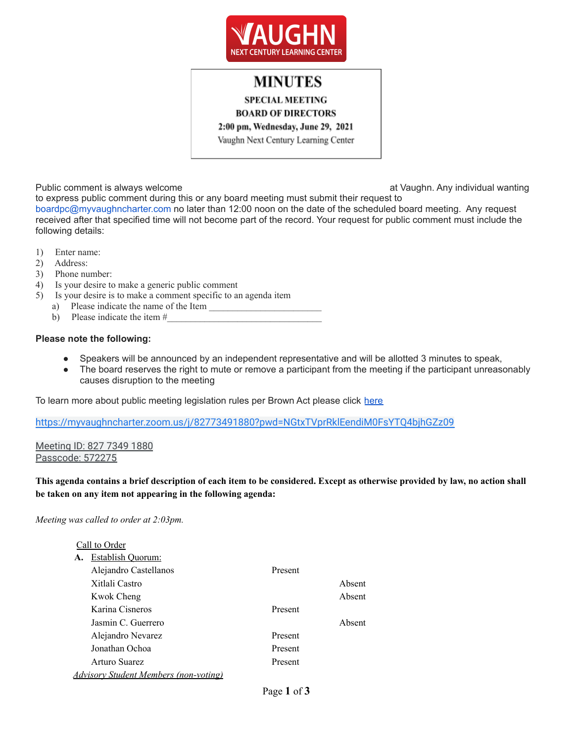VAUGHN NEXT CENTURY LEARNING CENTER

# MINUTES

**SPECIAL MEETING**
**BOARD OF DIRECTORS**
**2:00 pm, Wednesday, June 29, 2021**
Vaughn Next Century Learning Center

Public comment is always welcome at Vaughn. Any individual wanting to express public comment during this or any board meeting must submit their request to boardpc@myvaughncharter.com no later than 12:00 noon on the date of the scheduled board meeting. Any request received after that specified time will not become part of the record. Your request for public comment must include the following details:

1) Enter name:
2) Address:
3) Phone number:
4) Is your desire to make a generic public comment
5) Is your desire is to make a comment specific to an agenda item
   a) Please indicate the name of the Item ________________________
   b) Please indicate the item #________________________________

**Please note the following:**

- Speakers will be announced by an independent representative and will be allotted 3 minutes to speak,
- The board reserves the right to mute or remove a participant from the meeting if the participant unreasonably causes disruption to the meeting

To learn more about public meeting legislation rules per Brown Act please click [here]

https://myvaughncharter.zoom.us/j/82773491880?pwd=NGtxTVprRklEendiM0FsYTQ4bjhGZz09

Meeting ID: 827 7349 1880
Passcode: 572275

**This agenda contains a brief description of each item to be considered. Except as otherwise provided by law, no action shall be taken on any item not appearing in the following agenda:**

*Meeting was called to order at 2:03pm.*

Call to Order

**A.** Establish Quorum:

| Name | Present | Absent |
|---|---|---|
| Alejandro Castellanos | Present | |
| Xitlali Castro | | Absent |
| Kwok Cheng | | Absent |
| Karina Cisneros | Present | |
| Jasmin C. Guerrero | | Absent |
| Alejandro Nevarez | Present | |
| Jonathan Ochoa | Present | |
| Arturo Suarez | Present | |

*Advisory Student Members (non-voting)*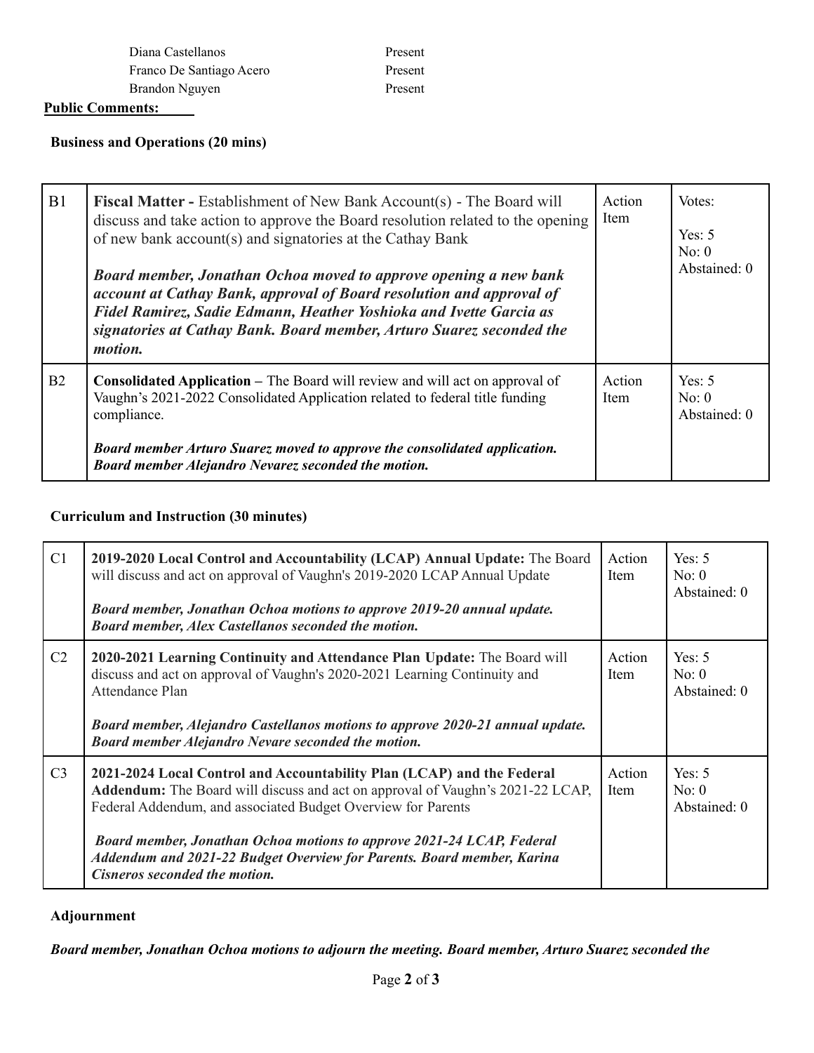| | |
|---|---|
| Diana Castellanos | Present |
| Franco De Santiago Acero | Present |
| Brandon Nguyen | Present |

**Public Comments:**

**Business and Operations (20 mins)**

| | | | |
|---|---|---|---|
| B1 | **Fiscal Matter -** Establishment of New Bank Account(s) - The Board will discuss and take action to approve the Board resolution related to the opening of new bank account(s) and signatories at the Cathay Bank<br><br>***Board member, Jonathan Ochoa moved to approve opening a new bank account at Cathay Bank, approval of Board resolution and approval of Fidel Ramirez, Sadie Edmann, Heather Yoshioka and Ivette Garcia as signatories at Cathay Bank. Board member, Arturo Suarez seconded the motion.*** | Action Item | Votes:<br><br>Yes: 5<br>No: 0<br>Abstained: 0 |
| B2 | **Consolidated Application –** The Board will review and will act on approval of Vaughn's 2021-2022 Consolidated Application related to federal title funding compliance.<br><br>***Board member Arturo Suarez moved to approve the consolidated application. Board member Alejandro Nevarez seconded the motion.*** | Action Item | Yes: 5<br>No: 0<br>Abstained: 0 |

**Curriculum and Instruction (30 minutes)**

| | | | |
|---|---|---|---|
| C1 | **2019-2020 Local Control and Accountability (LCAP) Annual Update:** The Board will discuss and act on approval of Vaughn's 2019-2020 LCAP Annual Update<br><br>***Board member, Jonathan Ochoa motions to approve 2019-20 annual update. Board member, Alex Castellanos seconded the motion.*** | Action Item | Yes: 5<br>No: 0<br>Abstained: 0 |
| C2 | **2020-2021 Learning Continuity and Attendance Plan Update:** The Board will discuss and act on approval of Vaughn's 2020-2021 Learning Continuity and Attendance Plan<br><br>***Board member, Alejandro Castellanos motions to approve 2020-21 annual update. Board member Alejandro Nevare seconded the motion.*** | Action Item | Yes: 5<br>No: 0<br>Abstained: 0 |
| C3 | **2021-2024 Local Control and Accountability Plan (LCAP) and the Federal Addendum:** The Board will discuss and act on approval of Vaughn's 2021-22 LCAP, Federal Addendum, and associated Budget Overview for Parents<br><br>***Board member, Jonathan Ochoa motions to approve 2021-24 LCAP, Federal Addendum and 2021-22 Budget Overview for Parents. Board member, Karina Cisneros seconded the motion.*** | Action Item | Yes: 5<br>No: 0<br>Abstained: 0 |

**Adjournment**

***Board member, Jonathan Ochoa motions to adjourn the meeting. Board member, Arturo Suarez seconded the***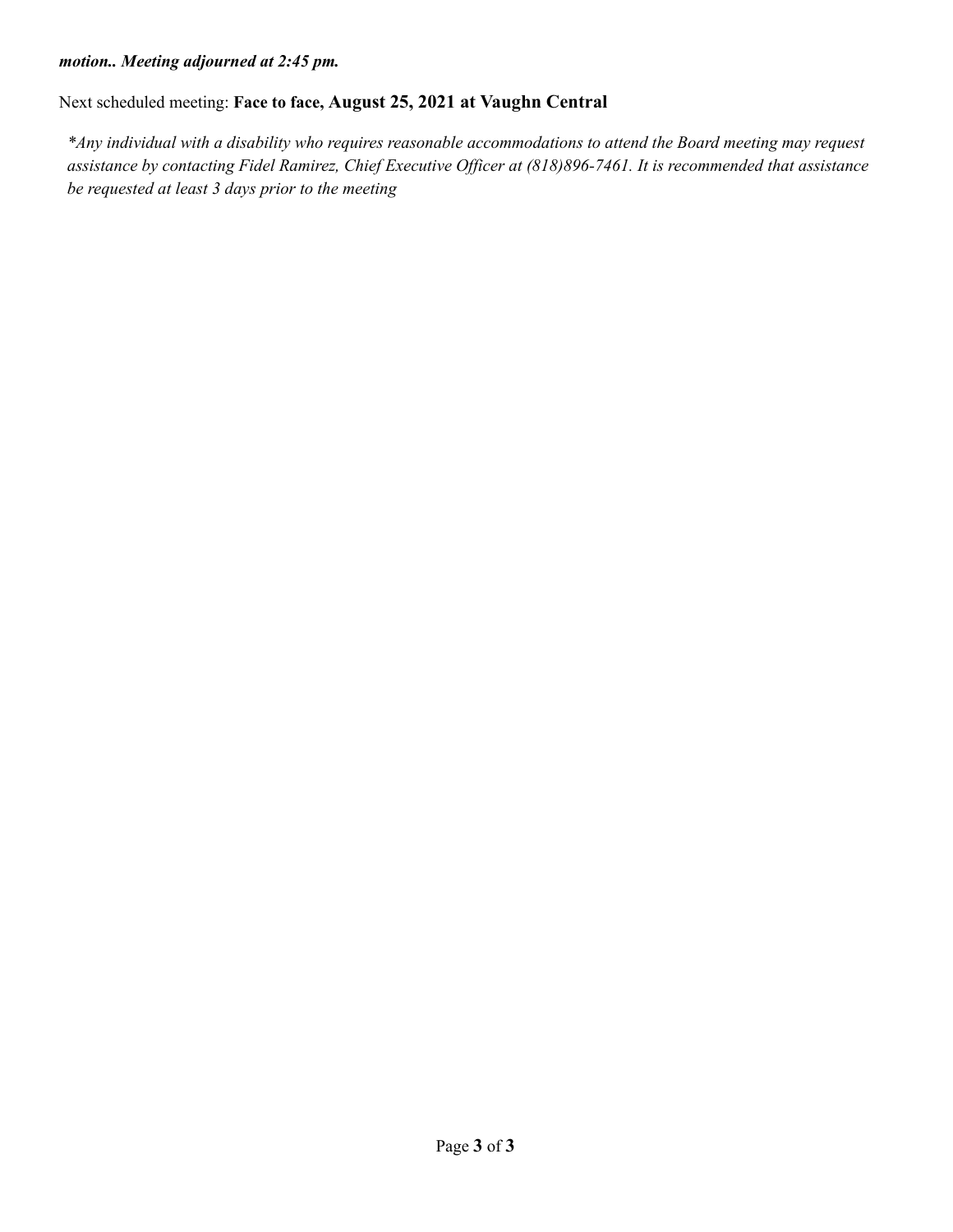***motion.. Meeting adjourned at 2:45 pm.***

Next scheduled meeting: **Face to face, August 25, 2021 at Vaughn Central**

*\*Any individual with a disability who requires reasonable accommodations to attend the Board meeting may request assistance by contacting Fidel Ramirez, Chief Executive Officer at (818)896-7461. It is recommended that assistance be requested at least 3 days prior to the meeting*